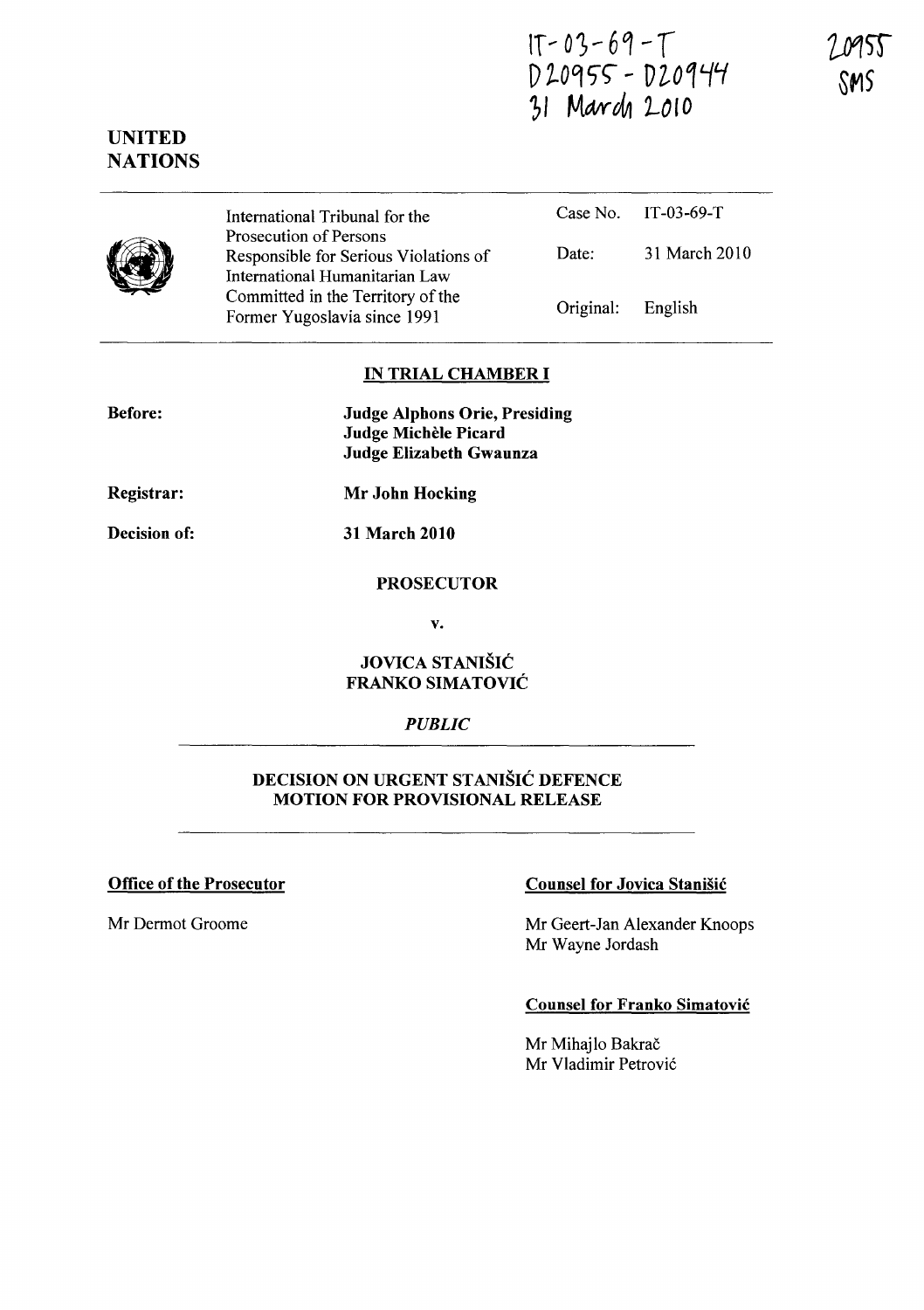IT-03-69-T
D20955 - D20944
31 March 2010

20955
SMS

**UNITED NATIONS**

| | | |
|---|---|---|
| International Tribunal for the Prosecution of Persons Responsible for Serious Violations of International Humanitarian Law Committed in the Territory of the Former Yugoslavia since 1991 | Case No. | IT-03-69-T |
| | Date: | 31 March 2010 |
| | Original: | English |

**IN TRIAL CHAMBER I**

**Before:** **Judge Alphons Orie, Presiding**
**Judge Michèle Picard**
**Judge Elizabeth Gwaunza**

**Registrar:** **Mr John Hocking**

**Decision of:** **31 March 2010**

**PROSECUTOR**

**v.**

**JOVICA STANIŠIĆ**
**FRANKO SIMATOVIĆ**

*PUBLIC*

**DECISION ON URGENT STANIŠIĆ DEFENCE MOTION FOR PROVISIONAL RELEASE**

**Office of the Prosecutor**

Mr Dermot Groome

**Counsel for Jovica Stanišić**

Mr Geert-Jan Alexander Knoops
Mr Wayne Jordash

**Counsel for Franko Simatović**

Mr Mihajlo Bakrač
Mr Vladimir Petrović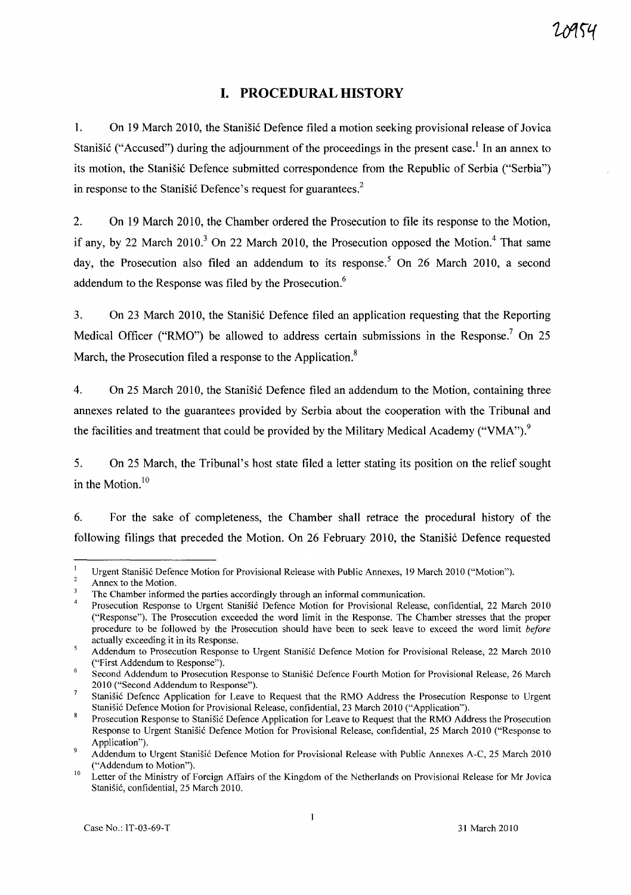# I. PROCEDURAL HISTORY

1. On 19 March 2010, the Stanišić Defence filed a motion seeking provisional release of Jovica Stanišić ("Accused") during the adjournment of the proceedings in the present case.[1] In an annex to its motion, the Stanišić Defence submitted correspondence from the Republic of Serbia ("Serbia") in response to the Stanišić Defence's request for guarantees.[2]

2. On 19 March 2010, the Chamber ordered the Prosecution to file its response to the Motion, if any, by 22 March 2010.[3] On 22 March 2010, the Prosecution opposed the Motion.[4] That same day, the Prosecution also filed an addendum to its response.[5] On 26 March 2010, a second addendum to the Response was filed by the Prosecution.[6]

3. On 23 March 2010, the Stanišić Defence filed an application requesting that the Reporting Medical Officer ("RMO") be allowed to address certain submissions in the Response.[7] On 25 March, the Prosecution filed a response to the Application.[8]

4. On 25 March 2010, the Stanišić Defence filed an addendum to the Motion, containing three annexes related to the guarantees provided by Serbia about the cooperation with the Tribunal and the facilities and treatment that could be provided by the Military Medical Academy ("VMA").[9]

5. On 25 March, the Tribunal's host state filed a letter stating its position on the relief sought in the Motion.[10]

6. For the sake of completeness, the Chamber shall retrace the procedural history of the following filings that preceded the Motion. On 26 February 2010, the Stanišić Defence requested

---

[1] Urgent Stanišić Defence Motion for Provisional Release with Public Annexes, 19 March 2010 ("Motion").

[2] Annex to the Motion.

[3] The Chamber informed the parties accordingly through an informal communication.

[4] Prosecution Response to Urgent Stanišić Defence Motion for Provisional Release, confidential, 22 March 2010 ("Response"). The Prosecution exceeded the word limit in the Response. The Chamber stresses that the proper procedure to be followed by the Prosecution should have been to seek leave to exceed the word limit *before* actually exceeding it in its Response.

[5] Addendum to Prosecution Response to Urgent Stanišić Defence Motion for Provisional Release, 22 March 2010 ("First Addendum to Response").

[6] Second Addendum to Prosecution Response to Stanišić Defence Fourth Motion for Provisional Release, 26 March 2010 ("Second Addendum to Response").

[7] Stanišić Defence Application for Leave to Request that the RMO Address the Prosecution Response to Urgent Stanišić Defence Motion for Provisional Release, confidential, 23 March 2010 ("Application").

[8] Prosecution Response to Stanišić Defence Application for Leave to Request that the RMO Address the Prosecution Response to Urgent Stanišić Defence Motion for Provisional Release, confidential, 25 March 2010 ("Response to Application").

[9] Addendum to Urgent Stanišić Defence Motion for Provisional Release with Public Annexes A-C, 25 March 2010 ("Addendum to Motion").

[10] Letter of the Ministry of Foreign Affairs of the Kingdom of the Netherlands on Provisional Release for Mr Jovica Stanišić, confidential, 25 March 2010.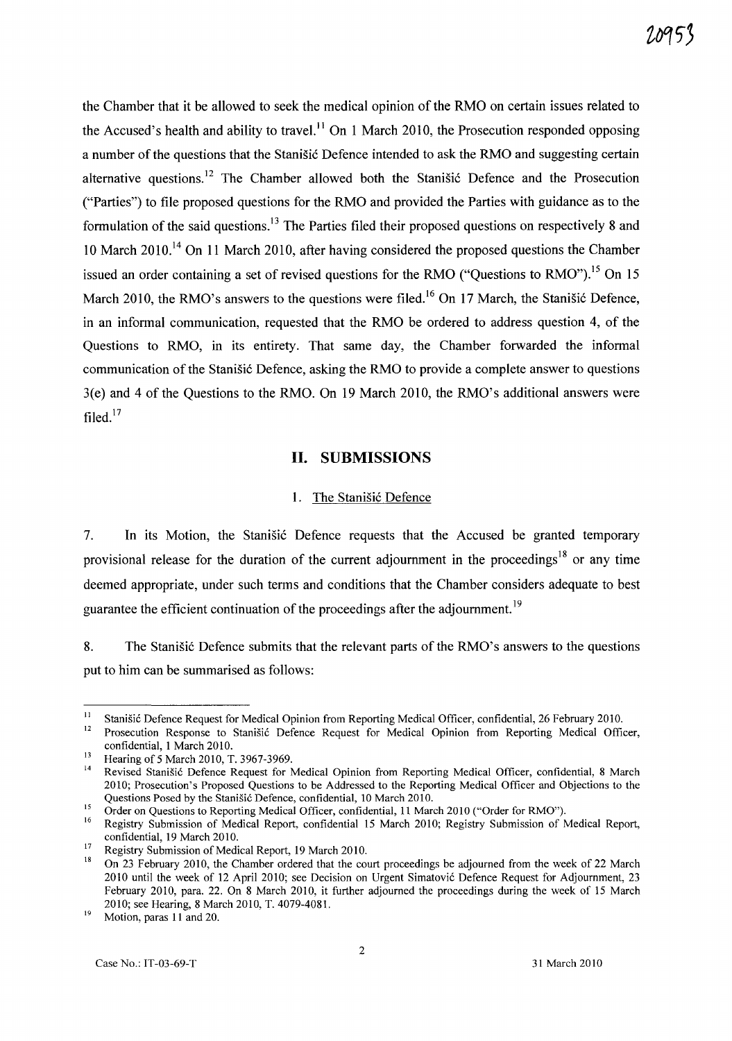the Chamber that it be allowed to seek the medical opinion of the RMO on certain issues related to the Accused's health and ability to travel.[11] On 1 March 2010, the Prosecution responded opposing a number of the questions that the Stanišić Defence intended to ask the RMO and suggesting certain alternative questions.[12] The Chamber allowed both the Stanišić Defence and the Prosecution ("Parties") to file proposed questions for the RMO and provided the Parties with guidance as to the formulation of the said questions.[13] The Parties filed their proposed questions on respectively 8 and 10 March 2010.[14] On 11 March 2010, after having considered the proposed questions the Chamber issued an order containing a set of revised questions for the RMO ("Questions to RMO").[15] On 15 March 2010, the RMO's answers to the questions were filed.[16] On 17 March, the Stanišić Defence, in an informal communication, requested that the RMO be ordered to address question 4, of the Questions to RMO, in its entirety. That same day, the Chamber forwarded the informal communication of the Stanišić Defence, asking the RMO to provide a complete answer to questions 3(e) and 4 of the Questions to the RMO. On 19 March 2010, the RMO's additional answers were filed.[17]

## II. SUBMISSIONS

### 1. The Stanišić Defence

7. In its Motion, the Stanišić Defence requests that the Accused be granted temporary provisional release for the duration of the current adjournment in the proceedings[18] or any time deemed appropriate, under such terms and conditions that the Chamber considers adequate to best guarantee the efficient continuation of the proceedings after the adjournment.[19]

8. The Stanišić Defence submits that the relevant parts of the RMO's answers to the questions put to him can be summarised as follows:

---

[11] Stanišić Defence Request for Medical Opinion from Reporting Medical Officer, confidential, 26 February 2010.

[12] Prosecution Response to Stanišić Defence Request for Medical Opinion from Reporting Medical Officer, confidential, 1 March 2010.

[13] Hearing of 5 March 2010, T. 3967-3969.

[14] Revised Stanišić Defence Request for Medical Opinion from Reporting Medical Officer, confidential, 8 March 2010; Prosecution's Proposed Questions to be Addressed to the Reporting Medical Officer and Objections to the Questions Posed by the Stanišić Defence, confidential, 10 March 2010.

[15] Order on Questions to Reporting Medical Officer, confidential, 11 March 2010 ("Order for RMO").

[16] Registry Submission of Medical Report, confidential 15 March 2010; Registry Submission of Medical Report, confidential, 19 March 2010.

[17] Registry Submission of Medical Report, 19 March 2010.

[18] On 23 February 2010, the Chamber ordered that the court proceedings be adjourned from the week of 22 March 2010 until the week of 12 April 2010; see Decision on Urgent Simatović Defence Request for Adjournment, 23 February 2010, para. 22. On 8 March 2010, it further adjourned the proceedings during the week of 15 March 2010; see Hearing, 8 March 2010, T. 4079-4081.

[19] Motion, paras 11 and 20.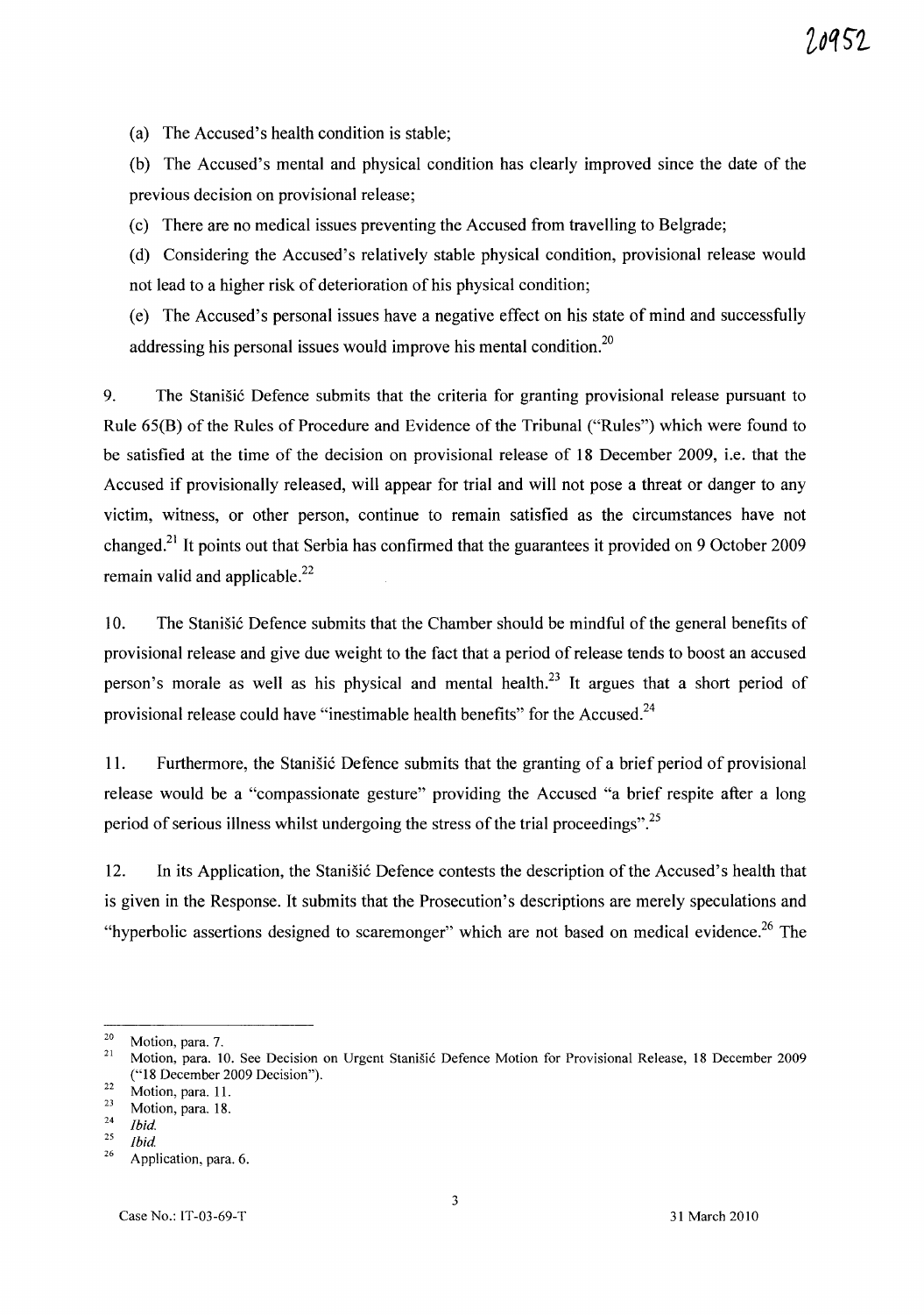(a) The Accused's health condition is stable;

(b) The Accused's mental and physical condition has clearly improved since the date of the previous decision on provisional release;

(c) There are no medical issues preventing the Accused from travelling to Belgrade;

(d) Considering the Accused's relatively stable physical condition, provisional release would not lead to a higher risk of deterioration of his physical condition;

(e) The Accused's personal issues have a negative effect on his state of mind and successfully addressing his personal issues would improve his mental condition.[20]

9. The Stanišić Defence submits that the criteria for granting provisional release pursuant to Rule 65(B) of the Rules of Procedure and Evidence of the Tribunal ("Rules") which were found to be satisfied at the time of the decision on provisional release of 18 December 2009, i.e. that the Accused if provisionally released, will appear for trial and will not pose a threat or danger to any victim, witness, or other person, continue to remain satisfied as the circumstances have not changed.[21] It points out that Serbia has confirmed that the guarantees it provided on 9 October 2009 remain valid and applicable.[22]

10. The Stanišić Defence submits that the Chamber should be mindful of the general benefits of provisional release and give due weight to the fact that a period of release tends to boost an accused person's morale as well as his physical and mental health.[23] It argues that a short period of provisional release could have "inestimable health benefits" for the Accused.[24]

11. Furthermore, the Stanišić Defence submits that the granting of a brief period of provisional release would be a "compassionate gesture" providing the Accused "a brief respite after a long period of serious illness whilst undergoing the stress of the trial proceedings".[25]

12. In its Application, the Stanišić Defence contests the description of the Accused's health that is given in the Response. It submits that the Prosecution's descriptions are merely speculations and "hyperbolic assertions designed to scaremonger" which are not based on medical evidence.[26] The

---

[20] Motion, para. 7.

[21] Motion, para. 10. See Decision on Urgent Stanišić Defence Motion for Provisional Release, 18 December 2009 ("18 December 2009 Decision").

[22] Motion, para. 11.

[23] Motion, para. 18.

[24] *Ibid.*

[25] *Ibid.*

[26] Application, para. 6.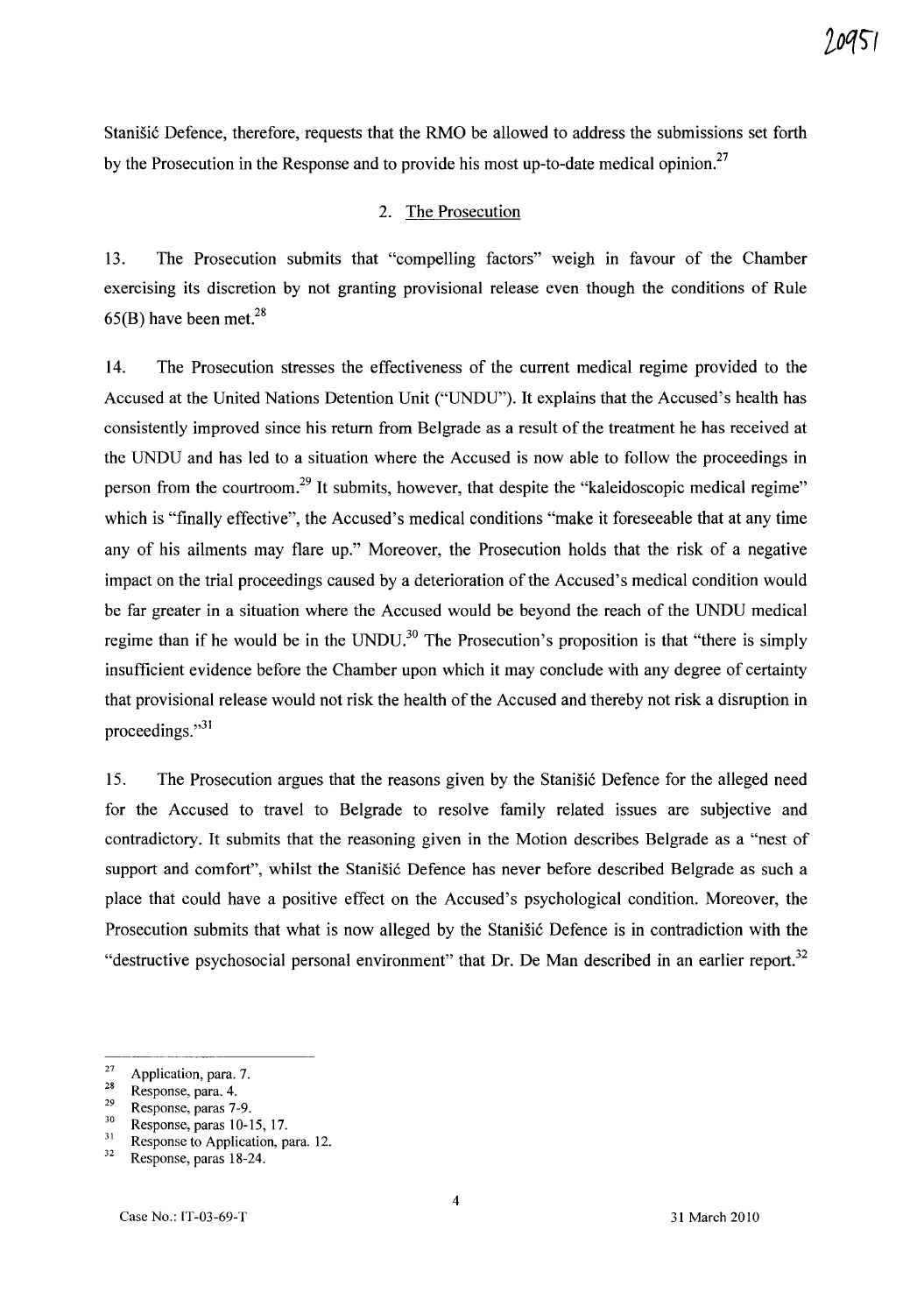Stanišić Defence, therefore, requests that the RMO be allowed to address the submissions set forth by the Prosecution in the Response and to provide his most up-to-date medical opinion.[27]

## 2. The Prosecution

13. The Prosecution submits that "compelling factors" weigh in favour of the Chamber exercising its discretion by not granting provisional release even though the conditions of Rule 65(B) have been met.[28]

14. The Prosecution stresses the effectiveness of the current medical regime provided to the Accused at the United Nations Detention Unit ("UNDU"). It explains that the Accused's health has consistently improved since his return from Belgrade as a result of the treatment he has received at the UNDU and has led to a situation where the Accused is now able to follow the proceedings in person from the courtroom.[29] It submits, however, that despite the "kaleidoscopic medical regime" which is "finally effective", the Accused's medical conditions "make it foreseeable that at any time any of his ailments may flare up." Moreover, the Prosecution holds that the risk of a negative impact on the trial proceedings caused by a deterioration of the Accused's medical condition would be far greater in a situation where the Accused would be beyond the reach of the UNDU medical regime than if he would be in the UNDU.[30] The Prosecution's proposition is that "there is simply insufficient evidence before the Chamber upon which it may conclude with any degree of certainty that provisional release would not risk the health of the Accused and thereby not risk a disruption in proceedings."[31]

15. The Prosecution argues that the reasons given by the Stanišić Defence for the alleged need for the Accused to travel to Belgrade to resolve family related issues are subjective and contradictory. It submits that the reasoning given in the Motion describes Belgrade as a "nest of support and comfort", whilst the Stanišić Defence has never before described Belgrade as such a place that could have a positive effect on the Accused's psychological condition. Moreover, the Prosecution submits that what is now alleged by the Stanišić Defence is in contradiction with the "destructive psychosocial personal environment" that Dr. De Man described in an earlier report.[32]

---

[27] Application, para. 7.
[28] Response, para. 4.
[29] Response, paras 7-9.
[30] Response, paras 10-15, 17.
[31] Response to Application, para. 12.
[32] Response, paras 18-24.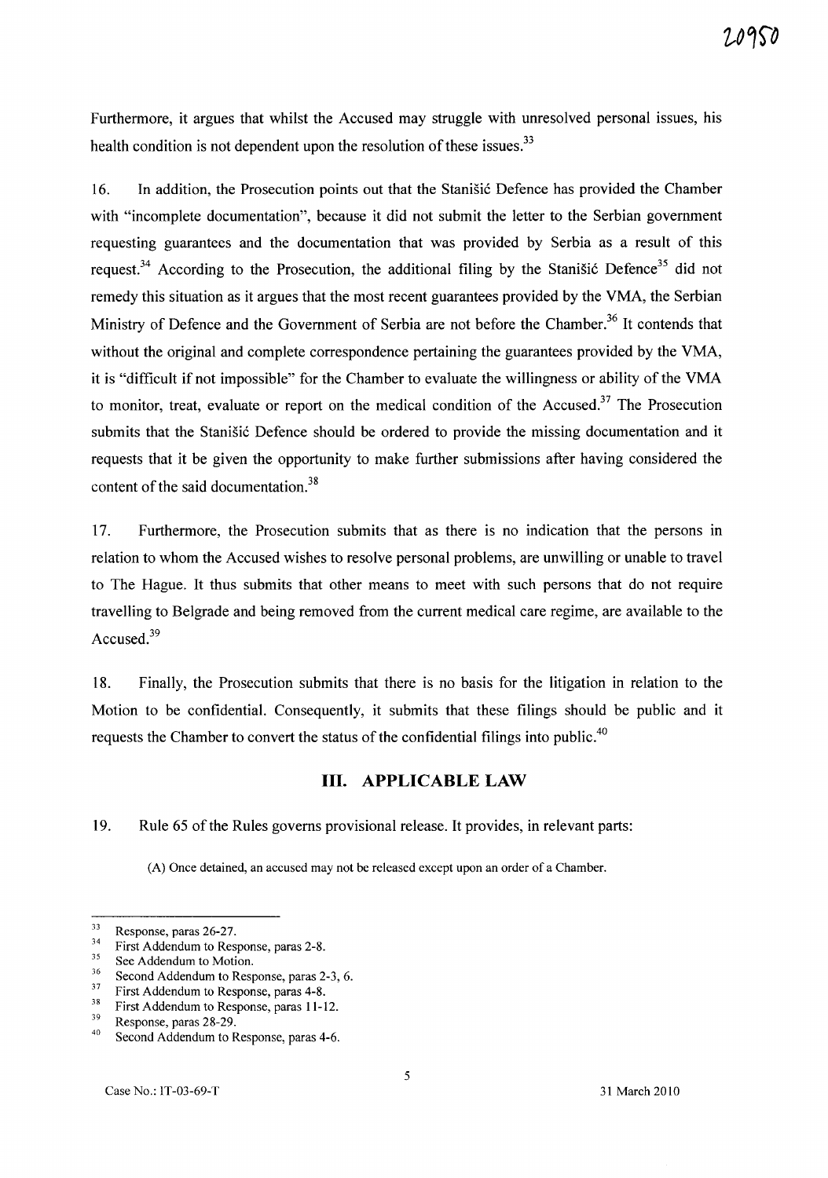Furthermore, it argues that whilst the Accused may struggle with unresolved personal issues, his health condition is not dependent upon the resolution of these issues.[33]

16. In addition, the Prosecution points out that the Stanišić Defence has provided the Chamber with "incomplete documentation", because it did not submit the letter to the Serbian government requesting guarantees and the documentation that was provided by Serbia as a result of this request.[34] According to the Prosecution, the additional filing by the Stanišić Defence[35] did not remedy this situation as it argues that the most recent guarantees provided by the VMA, the Serbian Ministry of Defence and the Government of Serbia are not before the Chamber.[36] It contends that without the original and complete correspondence pertaining the guarantees provided by the VMA, it is "difficult if not impossible" for the Chamber to evaluate the willingness or ability of the VMA to monitor, treat, evaluate or report on the medical condition of the Accused.[37] The Prosecution submits that the Stanišić Defence should be ordered to provide the missing documentation and it requests that it be given the opportunity to make further submissions after having considered the content of the said documentation.[38]

17. Furthermore, the Prosecution submits that as there is no indication that the persons in relation to whom the Accused wishes to resolve personal problems, are unwilling or unable to travel to The Hague. It thus submits that other means to meet with such persons that do not require travelling to Belgrade and being removed from the current medical care regime, are available to the Accused.[39]

18. Finally, the Prosecution submits that there is no basis for the litigation in relation to the Motion to be confidential. Consequently, it submits that these filings should be public and it requests the Chamber to convert the status of the confidential filings into public.[40]

## III. APPLICABLE LAW

19. Rule 65 of the Rules governs provisional release. It provides, in relevant parts:

> (A) Once detained, an accused may not be released except upon an order of a Chamber.

---

[33] Response, paras 26-27.
[34] First Addendum to Response, paras 2-8.
[35] See Addendum to Motion.
[36] Second Addendum to Response, paras 2-3, 6.
[37] First Addendum to Response, paras 4-8.
[38] First Addendum to Response, paras 11-12.
[39] Response, paras 28-29.
[40] Second Addendum to Response, paras 4-6.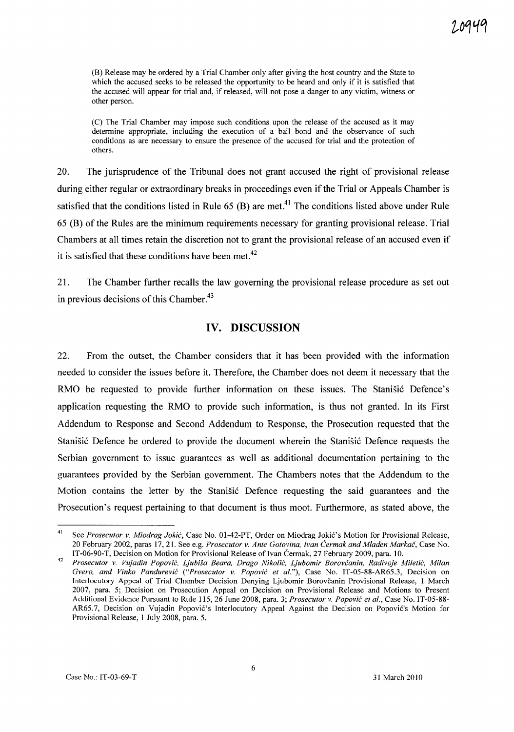(B) Release may be ordered by a Trial Chamber only after giving the host country and the State to which the accused seeks to be released the opportunity to be heard and only if it is satisfied that the accused will appear for trial and, if released, will not pose a danger to any victim, witness or other person.

(C) The Trial Chamber may impose such conditions upon the release of the accused as it may determine appropriate, including the execution of a bail bond and the observance of such conditions as are necessary to ensure the presence of the accused for trial and the protection of others.

20. The jurisprudence of the Tribunal does not grant accused the right of provisional release during either regular or extraordinary breaks in proceedings even if the Trial or Appeals Chamber is satisfied that the conditions listed in Rule 65 (B) are met.[41] The conditions listed above under Rule 65 (B) of the Rules are the minimum requirements necessary for granting provisional release. Trial Chambers at all times retain the discretion not to grant the provisional release of an accused even if it is satisfied that these conditions have been met.[42]

21. The Chamber further recalls the law governing the provisional release procedure as set out in previous decisions of this Chamber.[43]

## IV. DISCUSSION

22. From the outset, the Chamber considers that it has been provided with the information needed to consider the issues before it. Therefore, the Chamber does not deem it necessary that the RMO be requested to provide further information on these issues. The Stanišić Defence's application requesting the RMO to provide such information, is thus not granted. In its First Addendum to Response and Second Addendum to Response, the Prosecution requested that the Stanišić Defence be ordered to provide the document wherein the Stanišić Defence requests the Serbian government to issue guarantees as well as additional documentation pertaining to the guarantees provided by the Serbian government. The Chambers notes that the Addendum to the Motion contains the letter by the Stanišić Defence requesting the said guarantees and the Prosecution's request pertaining to that document is thus moot. Furthermore, as stated above, the

---

[41] See *Prosecutor v. Miodrag Jokić*, Case No. 01-42-PT, Order on Miodrag Jokić's Motion for Provisional Release, 20 February 2002, paras 17, 21. See e.g. *Prosecutor v. Ante Gotovina, Ivan Čermak and Mladen Markač*, Case No. IT-06-90-T, Decision on Motion for Provisional Release of Ivan Čermak, 27 February 2009, para. 10.

[42] *Prosecutor v. Vujadin Popović, Ljubiša Beara, Drago Nikolić, Ljubomir Borovčanin, Radivoje Miletić, Milan Gvero, and Vinko Pandurević* ("*Prosecutor v. Popović et al.*"), Case No. IT-05-88-AR65.3, Decision on Interlocutory Appeal of Trial Chamber Decision Denying Ljubomir Borovčanin Provisional Release, 1 March 2007, para. 5; Decision on Prosecution Appeal on Decision on Provisional Release and Motions to Present Additional Evidence Pursuant to Rule 115, 26 June 2008, para. 3; *Prosecutor v. Popović et al.*, Case No. IT-05-88-AR65.7, Decision on Vujadin Popović's Interlocutory Appeal Against the Decision on Popović's Motion for Provisional Release, 1 July 2008, para. 5.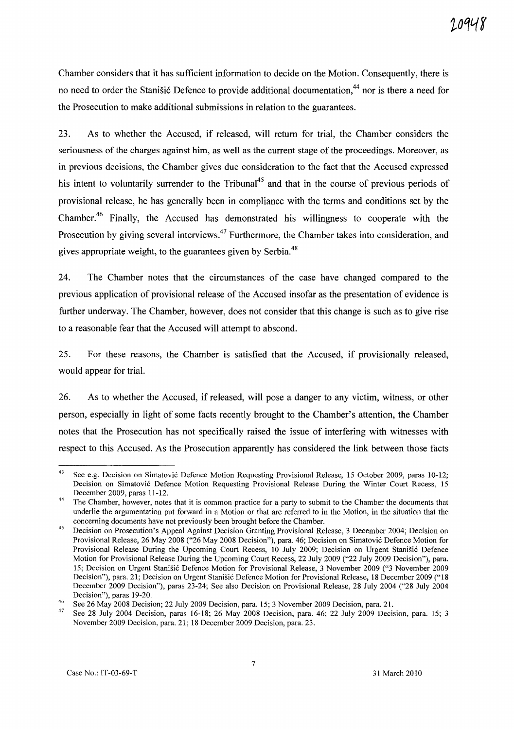Chamber considers that it has sufficient information to decide on the Motion. Consequently, there is no need to order the Stanišić Defence to provide additional documentation,[44] nor is there a need for the Prosecution to make additional submissions in relation to the guarantees.

23. As to whether the Accused, if released, will return for trial, the Chamber considers the seriousness of the charges against him, as well as the current stage of the proceedings. Moreover, as in previous decisions, the Chamber gives due consideration to the fact that the Accused expressed his intent to voluntarily surrender to the Tribunal[45] and that in the course of previous periods of provisional release, he has generally been in compliance with the terms and conditions set by the Chamber.[46] Finally, the Accused has demonstrated his willingness to cooperate with the Prosecution by giving several interviews.[47] Furthermore, the Chamber takes into consideration, and gives appropriate weight, to the guarantees given by Serbia.[48]

24. The Chamber notes that the circumstances of the case have changed compared to the previous application of provisional release of the Accused insofar as the presentation of evidence is further underway. The Chamber, however, does not consider that this change is such as to give rise to a reasonable fear that the Accused will attempt to abscond.

25. For these reasons, the Chamber is satisfied that the Accused, if provisionally released, would appear for trial.

26. As to whether the Accused, if released, will pose a danger to any victim, witness, or other person, especially in light of some facts recently brought to the Chamber's attention, the Chamber notes that the Prosecution has not specifically raised the issue of interfering with witnesses with respect to this Accused. As the Prosecution apparently has considered the link between those facts

---

[43] See e.g. Decision on Simatović Defence Motion Requesting Provisional Release, 15 October 2009, paras 10-12; Decision on Simatović Defence Motion Requesting Provisional Release During the Winter Court Recess, 15 December 2009, paras 11-12.

[44] The Chamber, however, notes that it is common practice for a party to submit to the Chamber the documents that underlie the argumentation put forward in a Motion or that are referred to in the Motion, in the situation that the concerning documents have not previously been brought before the Chamber.

[45] Decision on Prosecution's Appeal Against Decision Granting Provisional Release, 3 December 2004; Decision on Provisional Release, 26 May 2008 ("26 May 2008 Decision"), para. 46; Decision on Simatović Defence Motion for Provisional Release During the Upcoming Court Recess, 10 July 2009; Decision on Urgent Stanišić Defence Motion for Provisional Release During the Upcoming Court Recess, 22 July 2009 ("22 July 2009 Decision"), para. 15; Decision on Urgent Stanišić Defence Motion for Provisional Release, 3 November 2009 ("3 November 2009 Decision"), para. 21; Decision on Urgent Stanišić Defence Motion for Provisional Release, 18 December 2009 ("18 December 2009 Decision"), paras 23-24; See also Decision on Provisional Release, 28 July 2004 ("28 July 2004 Decision"), paras 19-20.

[46] See 26 May 2008 Decision; 22 July 2009 Decision, para. 15; 3 November 2009 Decision, para. 21.

[47] See 28 July 2004 Decision, paras 16-18; 26 May 2008 Decision, para. 46; 22 July 2009 Decision, para. 15; 3 November 2009 Decision, para. 21; 18 December 2009 Decision, para. 23.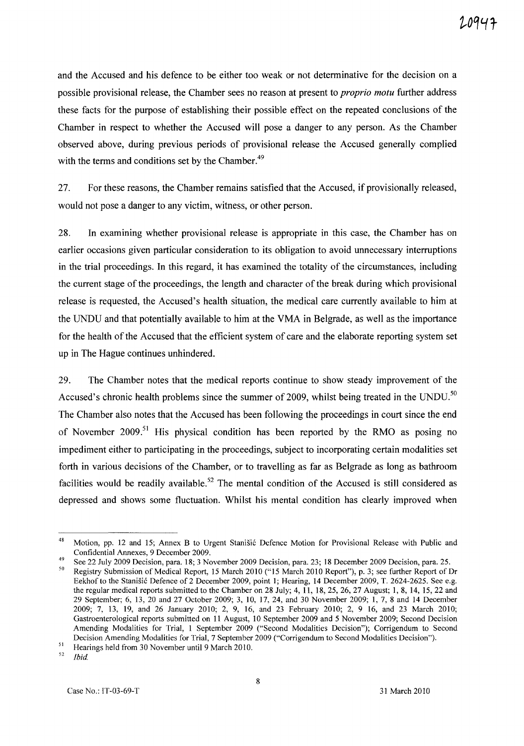and the Accused and his defence to be either too weak or not determinative for the decision on a possible provisional release, the Chamber sees no reason at present to *proprio motu* further address these facts for the purpose of establishing their possible effect on the repeated conclusions of the Chamber in respect to whether the Accused will pose a danger to any person. As the Chamber observed above, during previous periods of provisional release the Accused generally complied with the terms and conditions set by the Chamber.[49]

27. For these reasons, the Chamber remains satisfied that the Accused, if provisionally released, would not pose a danger to any victim, witness, or other person.

28. In examining whether provisional release is appropriate in this case, the Chamber has on earlier occasions given particular consideration to its obligation to avoid unnecessary interruptions in the trial proceedings. In this regard, it has examined the totality of the circumstances, including the current stage of the proceedings, the length and character of the break during which provisional release is requested, the Accused's health situation, the medical care currently available to him at the UNDU and that potentially available to him at the VMA in Belgrade, as well as the importance for the health of the Accused that the efficient system of care and the elaborate reporting system set up in The Hague continues unhindered.

29. The Chamber notes that the medical reports continue to show steady improvement of the Accused's chronic health problems since the summer of 2009, whilst being treated in the UNDU.[50] The Chamber also notes that the Accused has been following the proceedings in court since the end of November 2009.[51] His physical condition has been reported by the RMO as posing no impediment either to participating in the proceedings, subject to incorporating certain modalities set forth in various decisions of the Chamber, or to travelling as far as Belgrade as long as bathroom facilities would be readily available.[52] The mental condition of the Accused is still considered as depressed and shows some fluctuation. Whilst his mental condition has clearly improved when

---

[48] Motion, pp. 12 and 15; Annex B to Urgent Stanišić Defence Motion for Provisional Release with Public and Confidential Annexes, 9 December 2009.

[49] See 22 July 2009 Decision, para. 18; 3 November 2009 Decision, para. 23; 18 December 2009 Decision, para. 25.

[50] Registry Submission of Medical Report, 15 March 2010 ("15 March 2010 Report"), p. 3; see further Report of Dr Eekhof to the Stanišić Defence of 2 December 2009, point 1; Hearing, 14 December 2009, T. 2624-2625. See e.g. the regular medical reports submitted to the Chamber on 28 July; 4, 11, 18, 25, 26, 27 August; 1, 8, 14, 15, 22 and 29 September; 6, 13, 20 and 27 October 2009; 3, 10, 17, 24, and 30 November 2009; 1, 7, 8 and 14 December 2009; 7, 13, 19, and 26 January 2010; 2, 9, 16, and 23 February 2010; 2, 9 16, and 23 March 2010; Gastroenterological reports submitted on 11 August, 10 September 2009 and 5 November 2009; Second Decision Amending Modalities for Trial, 1 September 2009 ("Second Modalities Decision"); Corrigendum to Second Decision Amending Modalities for Trial, 7 September 2009 ("Corrigendum to Second Modalities Decision").

[51] Hearings held from 30 November until 9 March 2010.

[52] *Ibid.*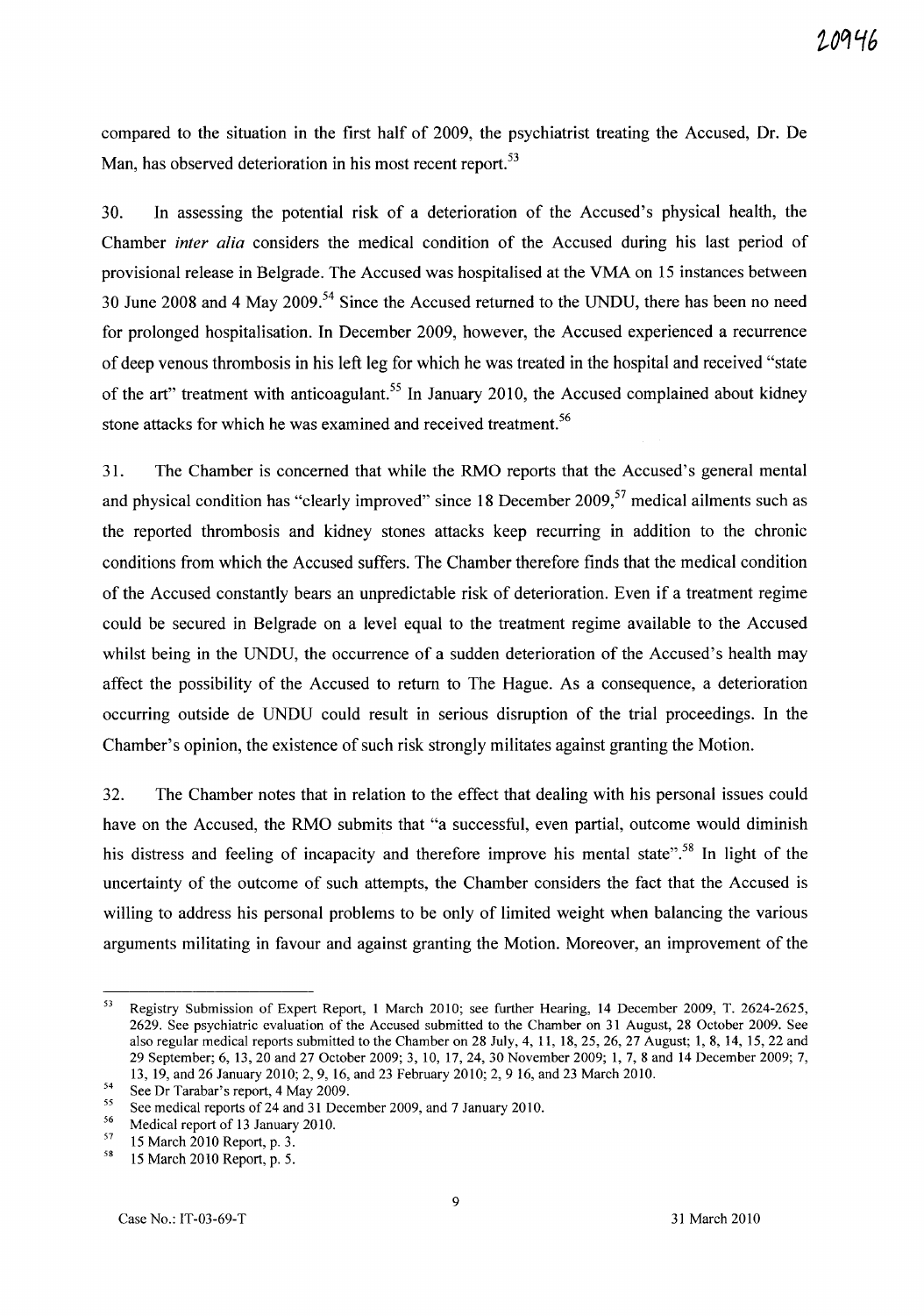compared to the situation in the first half of 2009, the psychiatrist treating the Accused, Dr. De Man, has observed deterioration in his most recent report.[53]

30. In assessing the potential risk of a deterioration of the Accused's physical health, the Chamber *inter alia* considers the medical condition of the Accused during his last period of provisional release in Belgrade. The Accused was hospitalised at the VMA on 15 instances between 30 June 2008 and 4 May 2009.[54] Since the Accused returned to the UNDU, there has been no need for prolonged hospitalisation. In December 2009, however, the Accused experienced a recurrence of deep venous thrombosis in his left leg for which he was treated in the hospital and received "state of the art" treatment with anticoagulant.[55] In January 2010, the Accused complained about kidney stone attacks for which he was examined and received treatment.[56]

31. The Chamber is concerned that while the RMO reports that the Accused's general mental and physical condition has "clearly improved" since 18 December 2009,[57] medical ailments such as the reported thrombosis and kidney stones attacks keep recurring in addition to the chronic conditions from which the Accused suffers. The Chamber therefore finds that the medical condition of the Accused constantly bears an unpredictable risk of deterioration. Even if a treatment regime could be secured in Belgrade on a level equal to the treatment regime available to the Accused whilst being in the UNDU, the occurrence of a sudden deterioration of the Accused's health may affect the possibility of the Accused to return to The Hague. As a consequence, a deterioration occurring outside de UNDU could result in serious disruption of the trial proceedings. In the Chamber's opinion, the existence of such risk strongly militates against granting the Motion.

32. The Chamber notes that in relation to the effect that dealing with his personal issues could have on the Accused, the RMO submits that "a successful, even partial, outcome would diminish his distress and feeling of incapacity and therefore improve his mental state".[58] In light of the uncertainty of the outcome of such attempts, the Chamber considers the fact that the Accused is willing to address his personal problems to be only of limited weight when balancing the various arguments militating in favour and against granting the Motion. Moreover, an improvement of the

---

[53] Registry Submission of Expert Report, 1 March 2010; see further Hearing, 14 December 2009, T. 2624-2625, 2629. See psychiatric evaluation of the Accused submitted to the Chamber on 31 August, 28 October 2009. See also regular medical reports submitted to the Chamber on 28 July, 4, 11, 18, 25, 26, 27 August; 1, 8, 14, 15, 22 and 29 September; 6, 13, 20 and 27 October 2009; 3, 10, 17, 24, 30 November 2009; 1, 7, 8 and 14 December 2009; 7, 13, 19, and 26 January 2010; 2, 9, 16, and 23 February 2010; 2, 9 16, and 23 March 2010.

[54] See Dr Tarabar's report, 4 May 2009.

[55] See medical reports of 24 and 31 December 2009, and 7 January 2010.

[56] Medical report of 13 January 2010.

[57] 15 March 2010 Report, p. 3.

[58] 15 March 2010 Report, p. 5.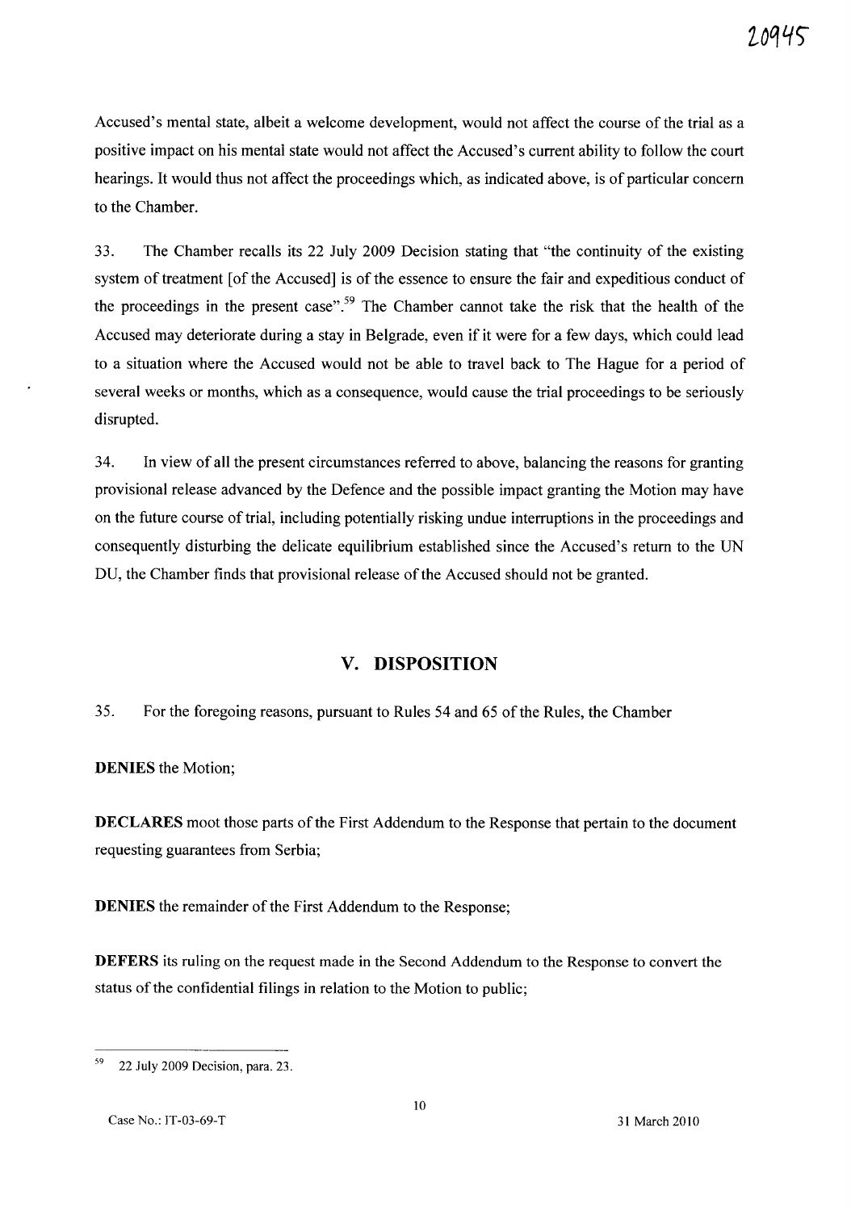Accused's mental state, albeit a welcome development, would not affect the course of the trial as a positive impact on his mental state would not affect the Accused's current ability to follow the court hearings. It would thus not affect the proceedings which, as indicated above, is of particular concern to the Chamber.

33. The Chamber recalls its 22 July 2009 Decision stating that "the continuity of the existing system of treatment [of the Accused] is of the essence to ensure the fair and expeditious conduct of the proceedings in the present case".[59] The Chamber cannot take the risk that the health of the Accused may deteriorate during a stay in Belgrade, even if it were for a few days, which could lead to a situation where the Accused would not be able to travel back to The Hague for a period of several weeks or months, which as a consequence, would cause the trial proceedings to be seriously disrupted.

34. In view of all the present circumstances referred to above, balancing the reasons for granting provisional release advanced by the Defence and the possible impact granting the Motion may have on the future course of trial, including potentially risking undue interruptions in the proceedings and consequently disturbing the delicate equilibrium established since the Accused's return to the UN DU, the Chamber finds that provisional release of the Accused should not be granted.

## V. DISPOSITION

35. For the foregoing reasons, pursuant to Rules 54 and 65 of the Rules, the Chamber

**DENIES** the Motion;

**DECLARES** moot those parts of the First Addendum to the Response that pertain to the document requesting guarantees from Serbia;

**DENIES** the remainder of the First Addendum to the Response;

**DEFERS** its ruling on the request made in the Second Addendum to the Response to convert the status of the confidential filings in relation to the Motion to public;

---

[59] 22 July 2009 Decision, para. 23.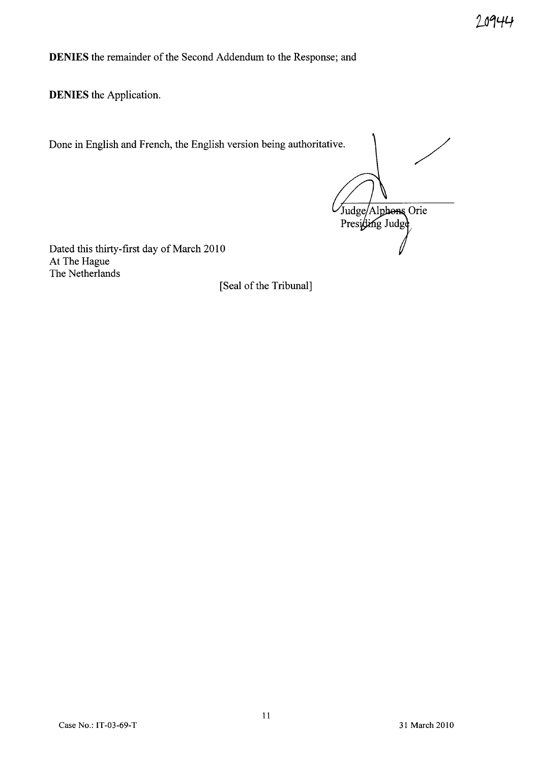**DENIES** the remainder of the Second Addendum to the Response; and

**DENIES** the Application.

Done in English and French, the English version being authoritative.

Judge Alphons Orie
Presiding Judge

Dated this thirty-first day of March 2010
At The Hague
The Netherlands

[Seal of the Tribunal]